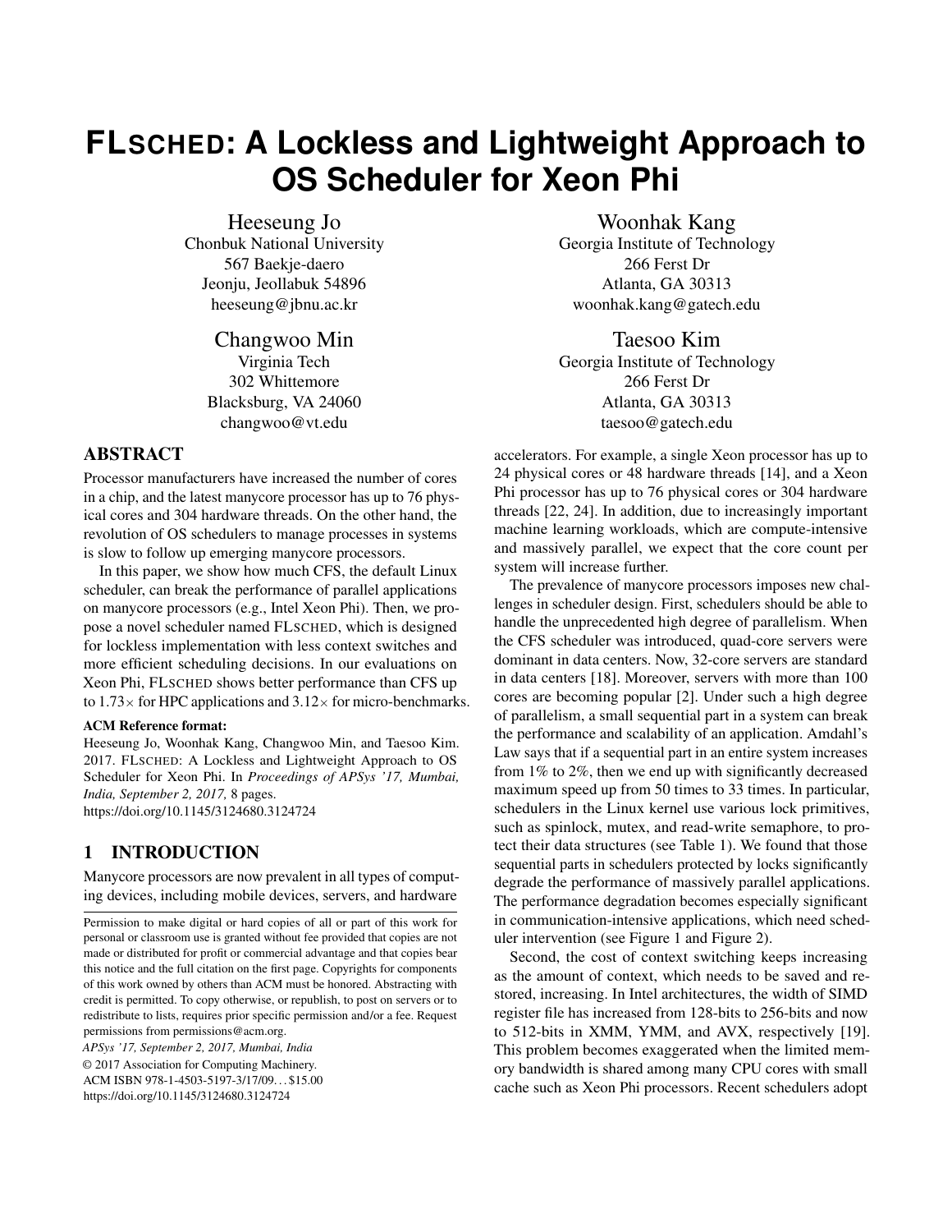# FLSCHED: A Lockless and Lightweight Approach to OS Scheduler for Xeon Phi

Heeseung Jo
Chonbuk National University
567 Baekje-daero
Jeonju, Jeollabuk 54896
heeseung@jbnu.ac.kr

Woonhak Kang
Georgia Institute of Technology
266 Ferst Dr
Atlanta, GA 30313
woonhak.kang@gatech.edu

Changwoo Min
Virginia Tech
302 Whittemore
Blacksburg, VA 24060
changwoo@vt.edu

Taesoo Kim
Georgia Institute of Technology
266 Ferst Dr
Atlanta, GA 30313
taesoo@gatech.edu

## ABSTRACT

Processor manufacturers have increased the number of cores in a chip, and the latest manycore processor has up to 76 physical cores and 304 hardware threads. On the other hand, the revolution of OS schedulers to manage processes in systems is slow to follow up emerging manycore processors.

In this paper, we show how much CFS, the default Linux scheduler, can break the performance of parallel applications on manycore processors (e.g., Intel Xeon Phi). Then, we propose a novel scheduler named FLSCHED, which is designed for lockless implementation with less context switches and more efficient scheduling decisions. In our evaluations on Xeon Phi, FLSCHED shows better performance than CFS up to 1.73× for HPC applications and 3.12× for micro-benchmarks.

**ACM Reference format:**
Heeseung Jo, Woonhak Kang, Changwoo Min, and Taesoo Kim. 2017. FLSCHED: A Lockless and Lightweight Approach to OS Scheduler for Xeon Phi. In *Proceedings of APSys '17, Mumbai, India, September 2, 2017,* 8 pages.
https://doi.org/10.1145/3124680.3124724

## 1 INTRODUCTION

Manycore processors are now prevalent in all types of computing devices, including mobile devices, servers, and hardware accelerators. For example, a single Xeon processor has up to 24 physical cores or 48 hardware threads [14], and a Xeon Phi processor has up to 76 physical cores or 304 hardware threads [22, 24]. In addition, due to increasingly important machine learning workloads, which are compute-intensive and massively parallel, we expect that the core count per system will increase further.

The prevalence of manycore processors imposes new challenges in scheduler design. First, schedulers should be able to handle the unprecedented high degree of parallelism. When the CFS scheduler was introduced, quad-core servers were dominant in data centers. Now, 32-core servers are standard in data centers [18]. Moreover, servers with more than 100 cores are becoming popular [2]. Under such a high degree of parallelism, a small sequential part in a system can break the performance and scalability of an application. Amdahl's Law says that if a sequential part in an entire system increases from 1% to 2%, then we end up with significantly decreased maximum speed up from 50 times to 33 times. In particular, schedulers in the Linux kernel use various lock primitives, such as spinlock, mutex, and read-write semaphore, to protect their data structures (see Table 1). We found that those sequential parts in schedulers protected by locks significantly degrade the performance of massively parallel applications. The performance degradation becomes especially significant in communication-intensive applications, which need scheduler intervention (see Figure 1 and Figure 2).

Second, the cost of context switching keeps increasing as the amount of context, which needs to be saved and restored, increasing. In Intel architectures, the width of SIMD register file has increased from 128-bits to 256-bits and now to 512-bits in XMM, YMM, and AVX, respectively [19]. This problem becomes exaggerated when the limited memory bandwidth is shared among many CPU cores with small cache such as Xeon Phi processors. Recent schedulers adopt

---

Permission to make digital or hard copies of all or part of this work for personal or classroom use is granted without fee provided that copies are not made or distributed for profit or commercial advantage and that copies bear this notice and the full citation on the first page. Copyrights for components of this work owned by others than ACM must be honored. Abstracting with credit is permitted. To copy otherwise, or republish, to post on servers or to redistribute to lists, requires prior specific permission and/or a fee. Request permissions from permissions@acm.org.

*APSys '17, September 2, 2017, Mumbai, India*
© 2017 Association for Computing Machinery.
ACM ISBN 978-1-4503-5197-3/17/09…$15.00
https://doi.org/10.1145/3124680.3124724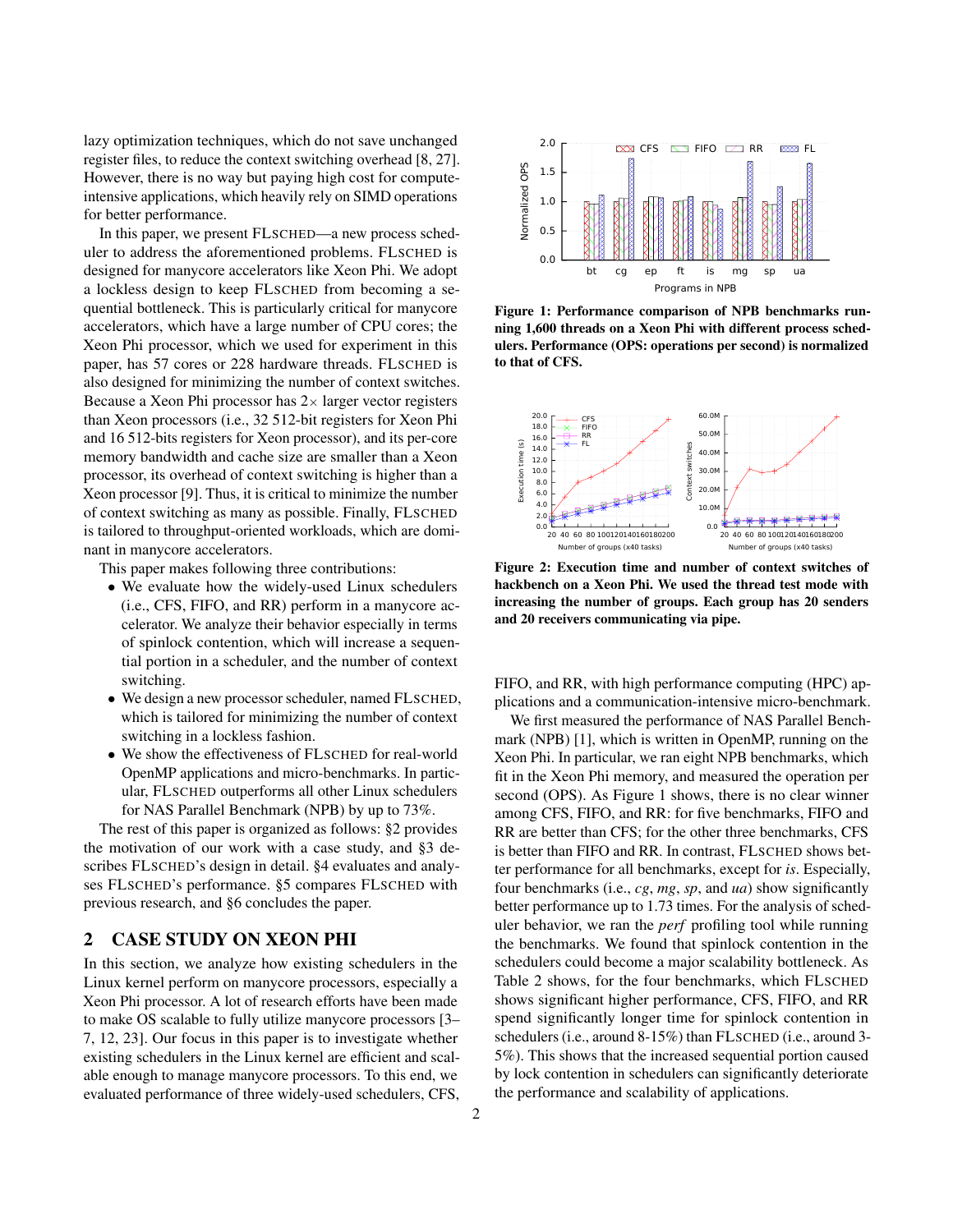lazy optimization techniques, which do not save unchanged register files, to reduce the context switching overhead [8, 27]. However, there is no way but paying high cost for compute-intensive applications, which heavily rely on SIMD operations for better performance.

In this paper, we present FLSCHED—a new process scheduler to address the aforementioned problems. FLSCHED is designed for manycore accelerators like Xeon Phi. We adopt a lockless design to keep FLSCHED from becoming a sequential bottleneck. This is particularly critical for manycore accelerators, which have a large number of CPU cores; the Xeon Phi processor, which we used for experiment in this paper, has 57 cores or 228 hardware threads. FLSCHED is also designed for minimizing the number of context switches. Because a Xeon Phi processor has $2\times$ larger vector registers than Xeon processors (i.e., 32 512-bit registers for Xeon Phi and 16 512-bits registers for Xeon processor), and its per-core memory bandwidth and cache size are smaller than a Xeon processor, its overhead of context switching is higher than a Xeon processor [9]. Thus, it is critical to minimize the number of context switches as many as possible. Finally, FLSCHED is tailored to throughput-oriented workloads, which are dominant in manycore accelerators.

This paper makes following three contributions:

- We evaluate how the widely-used Linux schedulers (i.e., CFS, FIFO, and RR) perform in a manycore accelerator. We analyze their behavior especially in terms of spinlock contention, which will increase a sequential portion in a scheduler, and the number of context switching.
- We design a new processor scheduler, named FLSCHED, which is tailored for minimizing the number of context switching in a lockless fashion.
- We show the effectiveness of FLSCHED for real-world OpenMP applications and micro-benchmarks. In particular, FLSCHED outperforms all other Linux schedulers for NAS Parallel Benchmark (NPB) by up to 73%.

The rest of this paper is organized as follows: §2 provides the motivation of our work with a case study, and §3 describes FLSCHED's design in detail. §4 evaluates and analyses FLSCHED's performance. §5 compares FLSCHED with previous research, and §6 concludes the paper.

## 2 CASE STUDY ON XEON PHI

In this section, we analyze how existing schedulers in the Linux kernel perform on manycore processors, especially a Xeon Phi processor. A lot of research efforts have been made to make OS scalable to fully utilize manycore processors [3–7, 12, 23]. Our focus in this paper is to investigate whether existing schedulers in the Linux kernel are efficient and scalable enough to manage manycore processors. To this end, we evaluated performance of three widely-used schedulers, CFS, FIFO, and RR, with high performance computing (HPC) applications and a communication-intensive micro-benchmark.

**Figure 1: Performance comparison of NPB benchmarks running 1,600 threads on a Xeon Phi with different process schedulers. Performance (OPS: operations per second) is normalized to that of CFS.**

**Figure 2: Execution time and number of context switches of hackbench on a Xeon Phi. We used the thread test mode with increasing the number of groups. Each group has 20 senders and 20 receivers communicating via pipe.**

We first measured the performance of NAS Parallel Benchmark (NPB) [1], which is written in OpenMP, running on the Xeon Phi. In particular, we ran eight NPB benchmarks, which fit in the Xeon Phi memory, and measured the operation per second (OPS). As Figure 1 shows, there is no clear winner among CFS, FIFO, and RR: for five benchmarks, FIFO and RR are better than CFS; for the other three benchmarks, CFS is better than FIFO and RR. In contrast, FLSCHED shows better performance for all benchmarks, except for *is*. Especially, four benchmarks (i.e., *cg*, *mg*, *sp*, and *ua*) show significantly better performance up to 1.73 times. For the analysis of scheduler behavior, we ran the *perf* profiling tool while running the benchmarks. We found that spinlock contention in the schedulers could become a major scalability bottleneck. As Table 2 shows, for the four benchmarks, which FLSCHED shows significant higher performance, CFS, FIFO, and RR spend significantly longer time for spinlock contention in schedulers (i.e., around 8-15%) than FLSCHED (i.e., around 3-5%). This shows that the increased sequential portion caused by lock contention in schedulers can significantly deteriorate the performance and scalability of applications.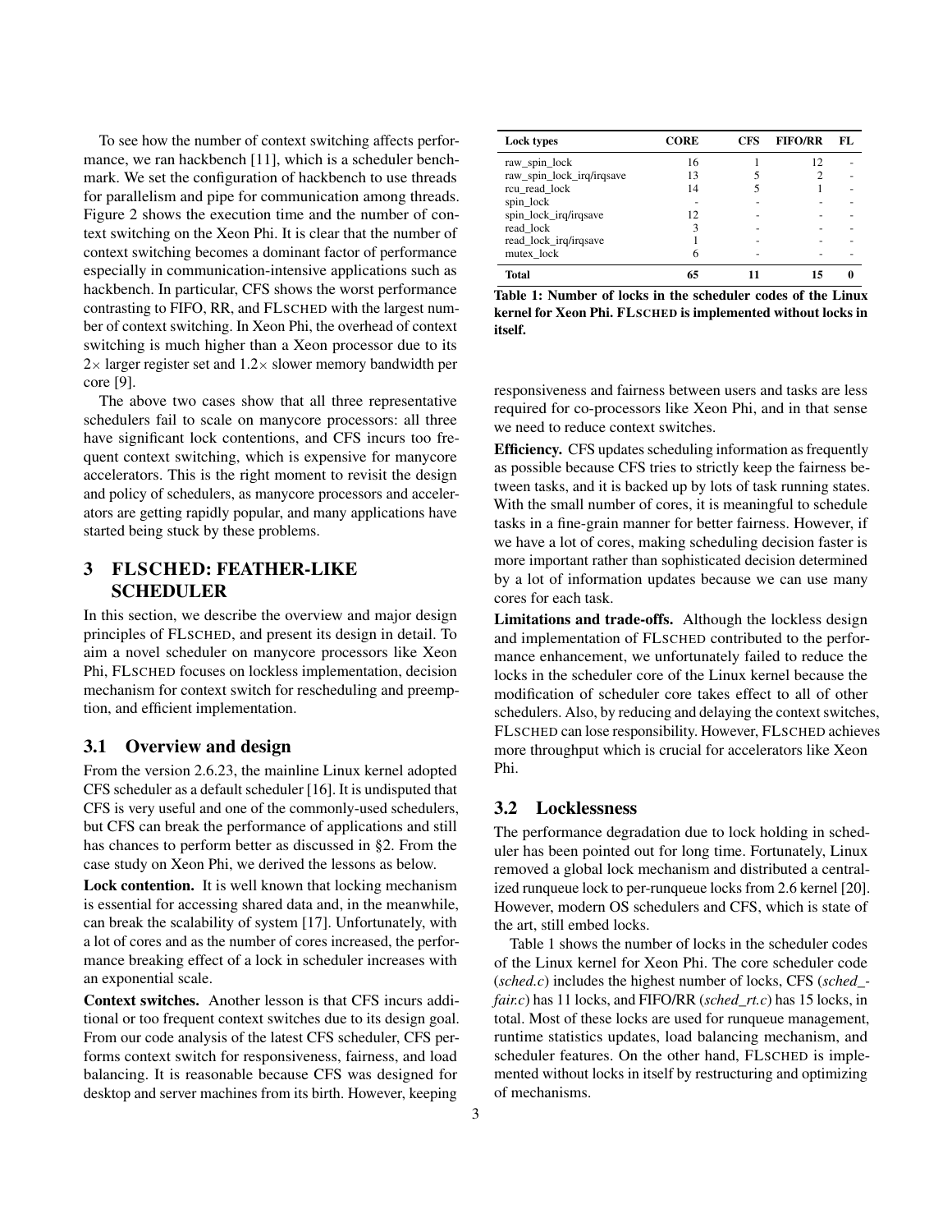To see how the number of context switching affects performance, we ran hackbench [11], which is a scheduler benchmark. We set the configuration of hackbench to use threads for parallelism and pipe for communication among threads. Figure 2 shows the execution time and the number of context switching on the Xeon Phi. It is clear that the number of context switching becomes a dominant factor of performance especially in communication-intensive applications such as hackbench. In particular, CFS shows the worst performance contrasting to FIFO, RR, and FLSCHED with the largest number of context switching. In Xeon Phi, the overhead of context switching is much higher than a Xeon processor due to its $2\times$ larger register set and $1.2\times$ slower memory bandwidth per core [9].

The above two cases show that all three representative schedulers fail to scale on manycore processors: all three have significant lock contentions, and CFS incurs too frequent context switching, which is expensive for manycore accelerators. This is the right moment to revisit the design and policy of schedulers, as manycore processors and accelerators are getting rapidly popular, and many applications have started being stuck by these problems.

# 3 FLSCHED: FEATHER-LIKE SCHEDULER

In this section, we describe the overview and major design principles of FLSCHED, and present its design in detail. To aim a novel scheduler on manycore processors like Xeon Phi, FLSCHED focuses on lockless implementation, decision mechanism for context switch for rescheduling and preemption, and efficient implementation.

## 3.1 Overview and design

From the version 2.6.23, the mainline Linux kernel adopted CFS scheduler as a default scheduler [16]. It is undisputed that CFS is very useful and one of the commonly-used schedulers, but CFS can break the performance of applications and still has chances to perform better as discussed in §2. From the case study on Xeon Phi, we derived the lessons as below.

**Lock contention.** It is well known that locking mechanism is essential for accessing shared data and, in the meanwhile, can break the scalability of system [17]. Unfortunately, with a lot of cores and as the number of cores increased, the performance breaking effect of a lock in scheduler increases with an exponential scale.

**Context switches.** Another lesson is that CFS incurs additional or too frequent context switches due to its design goal. From our code analysis of the latest CFS scheduler, CFS performs context switch for responsiveness, fairness, and load balancing. It is reasonable because CFS was designed for desktop and server machines from its birth. However, keeping responsiveness and fairness between users and tasks are less required for co-processors like Xeon Phi, and in that sense we need to reduce context switches.

| Lock types | CORE | CFS | FIFO/RR | FL |
|---|---|---|---|---|
| raw_spin_lock | 16 | 1 | 12 | - |
| raw_spin_lock_irq/irqsave | 13 | 5 | 2 | - |
| rcu_read_lock | 14 | 5 | 1 | - |
| spin_lock | - | - | - | - |
| spin_lock_irq/irqsave | 12 | - | - | - |
| read_lock | 3 | - | - | - |
| read_lock_irq/irqsave | 1 | - | - | - |
| mutex_lock | 6 | - | - | - |
| **Total** | **65** | **11** | **15** | **0** |

**Table 1: Number of locks in the scheduler codes of the Linux kernel for Xeon Phi. FLSCHED is implemented without locks in itself.**

**Efficiency.** CFS updates scheduling information as frequently as possible because CFS tries to strictly keep the fairness between tasks, and it is backed up by lots of task running states. With the small number of cores, it is meaningful to schedule tasks in a fine-grain manner for better fairness. However, if we have a lot of cores, making scheduling decision faster is more important rather than sophisticated decision determined by a lot of information updates because we can use many cores for each task.

**Limitations and trade-offs.** Although the lockless design and implementation of FLSCHED contributed to the performance enhancement, we unfortunately failed to reduce the locks in the scheduler core of the Linux kernel because the modification of scheduler core takes effect to all of other schedulers. Also, by reducing and delaying the context switches, FLSCHED can lose responsibility. However, FLSCHED achieves more throughput which is crucial for accelerators like Xeon Phi.

## 3.2 Locklessness

The performance degradation due to lock holding in scheduler has been pointed out for long time. Fortunately, Linux removed a global lock mechanism and distributed a centralized runqueue lock to per-runqueue locks from 2.6 kernel [20]. However, modern OS schedulers and CFS, which is state of the art, still embed locks.

Table 1 shows the number of locks in the scheduler codes of the Linux kernel for Xeon Phi. The core scheduler code (*sched.c*) includes the highest number of locks, CFS (*sched_fair.c*) has 11 locks, and FIFO/RR (*sched_rt.c*) has 15 locks, in total. Most of these locks are used for runqueue management, runtime statistics updates, load balancing mechanism, and scheduler features. On the other hand, FLSCHED is implemented without locks in itself by restructuring and optimizing of mechanisms.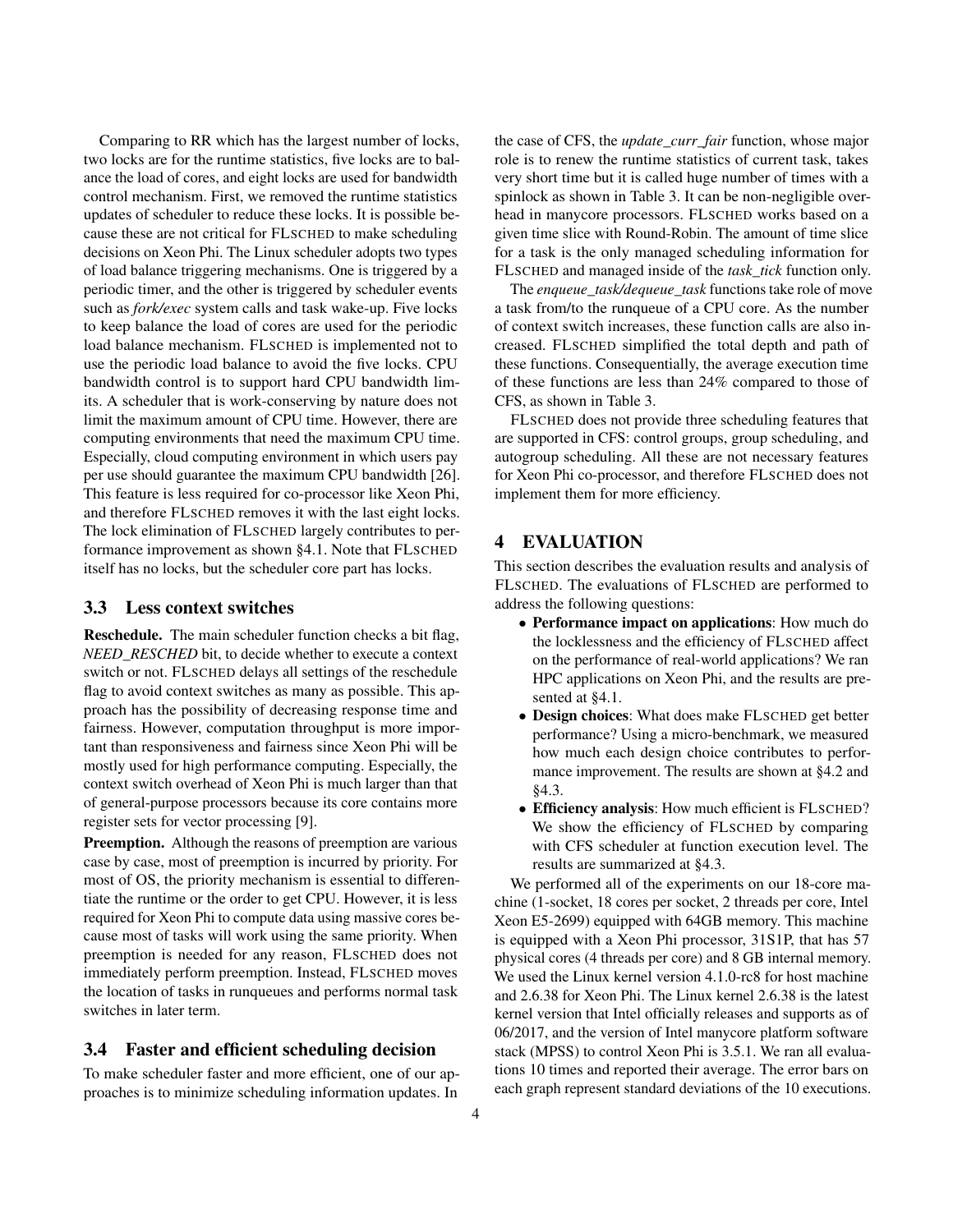Comparing to RR which has the largest number of locks, two locks are for the runtime statistics, five locks are to balance the load of cores, and eight locks are used for bandwidth control mechanism. First, we removed the runtime statistics updates of scheduler to reduce these locks. It is possible because these are not critical for FLSCHED to make scheduling decisions on Xeon Phi. The Linux scheduler adopts two types of load balance triggering mechanisms. One is triggered by a periodic timer, and the other is triggered by scheduler events such as *fork/exec* system calls and task wake-up. Five locks to keep balance the load of cores are used for the periodic load balance mechanism. FLSCHED is implemented not to use the periodic load balance to avoid the five locks. CPU bandwidth control is to support hard CPU bandwidth limits. A scheduler that is work-conserving by nature does not limit the maximum amount of CPU time. However, there are computing environments that need the maximum CPU time. Especially, cloud computing environment in which users pay per use should guarantee the maximum CPU bandwidth [26]. This feature is less required for co-processor like Xeon Phi, and therefore FLSCHED removes it with the last eight locks. The lock elimination of FLSCHED largely contributes to performance improvement as shown §4.1. Note that FLSCHED itself has no locks, but the scheduler core part has locks.

### 3.3 Less context switches

**Reschedule.** The main scheduler function checks a bit flag, *NEED_RESCHED* bit, to decide whether to execute a context switch or not. FLSCHED delays all settings of the reschedule flag to avoid context switches as many as possible. This approach has the possibility of decreasing response time and fairness. However, computation throughput is more important than responsiveness and fairness since Xeon Phi will be mostly used for high performance computing. Especially, the context switch overhead of Xeon Phi is much larger than that of general-purpose processors because its core contains more register sets for vector processing [9].

**Preemption.** Although the reasons of preemption are various case by case, most of preemption is incurred by priority. For most of OS, the priority mechanism is essential to differentiate the runtime or the order to get CPU. However, it is less required for Xeon Phi to compute data using massive cores because most of tasks will work using the same priority. When preemption is needed for any reason, FLSCHED does not immediately perform preemption. Instead, FLSCHED moves the location of tasks in runqueues and performs normal task switches in later term.

### 3.4 Faster and efficient scheduling decision

To make scheduler faster and more efficient, one of our approaches is to minimize scheduling information updates. In the case of CFS, the *update_curr_fair* function, whose major role is to renew the runtime statistics of current task, takes very short time but it is called huge number of times with a spinlock as shown in Table 3. It can be non-negligible overhead in manycore processors. FLSCHED works based on a given time slice with Round-Robin. The amount of time slice for a task is the only managed scheduling information for FLSCHED and managed inside of the *task_tick* function only.

The *enqueue_task/dequeue_task* functions take role of move a task from/to the runqueue of a CPU core. As the number of context switch increases, these function calls are also increased. FLSCHED simplified the total depth and path of these functions. Consequentially, the average execution time of these functions are less than 24% compared to those of CFS, as shown in Table 3.

FLSCHED does not provide three scheduling features that are supported in CFS: control groups, group scheduling, and autogroup scheduling. All these are not necessary features for Xeon Phi co-processor, and therefore FLSCHED does not implement them for more efficiency.

## 4 EVALUATION

This section describes the evaluation results and analysis of FLSCHED. The evaluations of FLSCHED are performed to address the following questions:

- **Performance impact on applications**: How much do the locklessness and the efficiency of FLSCHED affect on the performance of real-world applications? We ran HPC applications on Xeon Phi, and the results are presented at §4.1.
- **Design choices**: What does make FLSCHED get better performance? Using a micro-benchmark, we measured how much each design choice contributes to performance improvement. The results are shown at §4.2 and §4.3.
- **Efficiency analysis**: How much efficient is FLSCHED? We show the efficiency of FLSCHED by comparing with CFS scheduler at function execution level. The results are summarized at §4.3.

We performed all of the experiments on our 18-core machine (1-socket, 18 cores per socket, 2 threads per core, Intel Xeon E5-2699) equipped with 64GB memory. This machine is equipped with a Xeon Phi processor, 31S1P, that has 57 physical cores (4 threads per core) and 8 GB internal memory. We used the Linux kernel version 4.1.0-rc8 for host machine and 2.6.38 for Xeon Phi. The Linux kernel 2.6.38 is the latest kernel version that Intel officially releases and supports as of 06/2017, and the version of Intel manycore platform software stack (MPSS) to control Xeon Phi is 3.5.1. We ran all evaluations 10 times and reported their average. The error bars on each graph represent standard deviations of the 10 executions.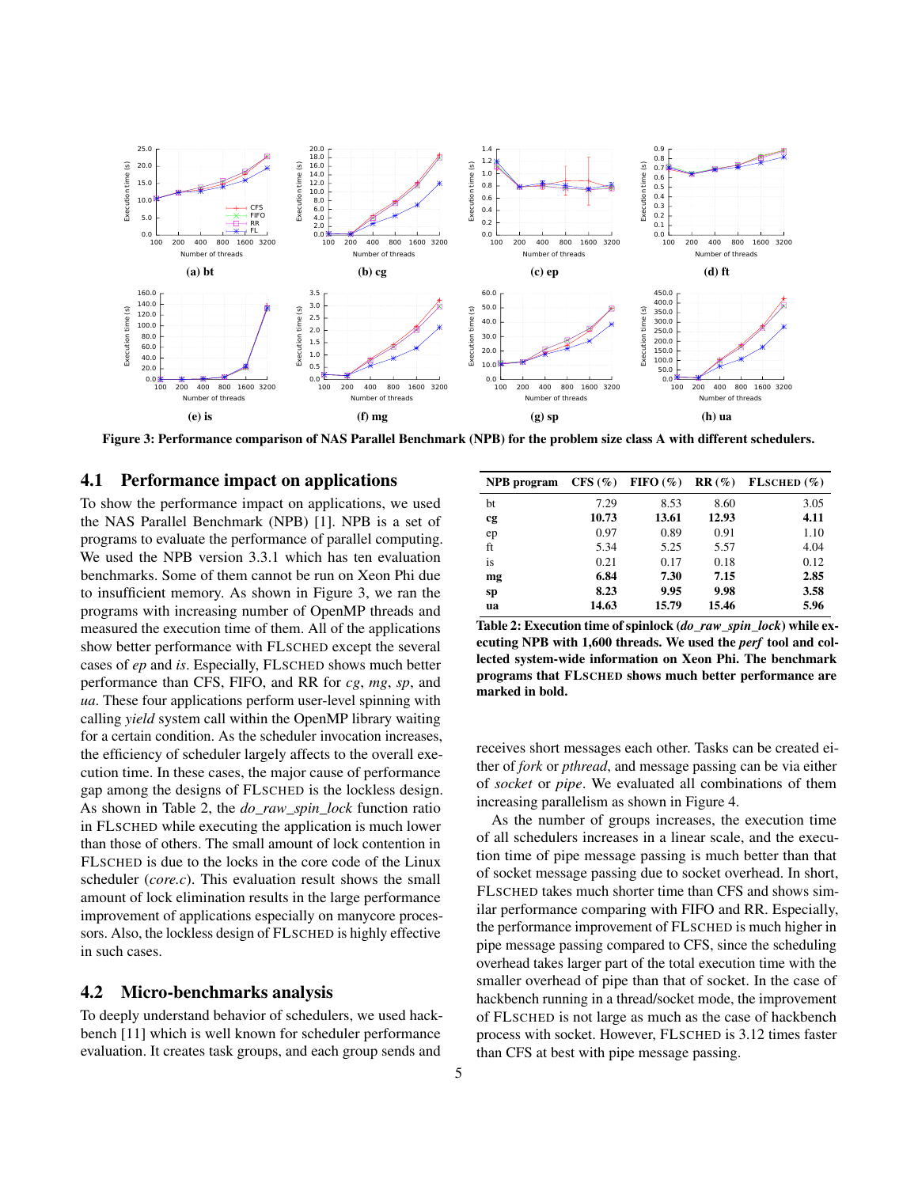Figure 3: Performance comparison of NAS Parallel Benchmark (NPB) for the problem size class A with different schedulers.

## 4.1 Performance impact on applications

To show the performance impact on applications, we used the NAS Parallel Benchmark (NPB) [1]. NPB is a set of programs to evaluate the performance of parallel computing. We used the NPB version 3.3.1 which has ten evaluation benchmarks. Some of them cannot be run on Xeon Phi due to insufficient memory. As shown in Figure 3, we ran the programs with increasing number of OpenMP threads and measured the execution time of them. All of the applications show better performance with FLSCHED except the several cases of *ep* and *is*. Especially, FLSCHED shows much better performance than CFS, FIFO, and RR for *cg*, *mg*, *sp*, and *ua*. These four applications perform user-level spinning with calling *yield* system call within the OpenMP library waiting for a certain condition. As the scheduler invocation increases, the efficiency of scheduler largely affects to the overall execution time. In these cases, the major cause of performance gap among the designs of FLSCHED is the lockless design. As shown in Table 2, the *do_raw_spin_lock* function ratio in FLSCHED while executing the application is much lower than those of others. The small amount of lock contention in FLSCHED is due to the locks in the core code of the Linux scheduler (*core.c*). This evaluation result shows the small amount of lock elimination results in the large performance improvement of applications especially on manycore processors. Also, the lockless design of FLSCHED is highly effective in such cases.

| NPB program | CFS (%) | FIFO (%) | RR (%) | FLSCHED (%) |
|---|---|---|---|---|
| bt | 7.29 | 8.53 | 8.60 | 3.05 |
| **cg** | **10.73** | **13.61** | **12.93** | **4.11** |
| ep | 0.97 | 0.89 | 0.91 | 1.10 |
| ft | 5.34 | 5.25 | 5.57 | 4.04 |
| is | 0.21 | 0.17 | 0.18 | 0.12 |
| **mg** | **6.84** | **7.30** | **7.15** | **2.85** |
| **sp** | **8.23** | **9.95** | **9.98** | **3.58** |
| **ua** | **14.63** | **15.79** | **15.46** | **5.96** |

**Table 2: Execution time of spinlock (*do_raw_spin_lock*) while executing NPB with 1,600 threads. We used the *perf* tool and collected system-wide information on Xeon Phi. The benchmark programs that FLSCHED shows much better performance are marked in bold.**

## 4.2 Micro-benchmarks analysis

To deeply understand behavior of schedulers, we used hackbench [11] which is well known for scheduler performance evaluation. It creates task groups, and each group sends and receives short messages each other. Tasks can be created either of *fork* or *pthread*, and message passing can be via either of *socket* or *pipe*. We evaluated all combinations of them increasing parallelism as shown in Figure 4.

As the number of groups increases, the execution time of all schedulers increases in a linear scale, and the execution time of pipe message passing is much better than that of socket message passing due to socket overhead. In short, FLSCHED takes much shorter time than CFS and shows similar performance comparing with FIFO and RR. Especially, the performance improvement of FLSCHED is much higher in pipe message passing compared to CFS, since the scheduling overhead takes larger part of the total execution time with the smaller overhead of pipe than that of socket. In the case of hackbench running in a thread/socket mode, the improvement of FLSCHED is not large as much as the case of hackbench process with socket. However, FLSCHED is 3.12 times faster than CFS at best with pipe message passing.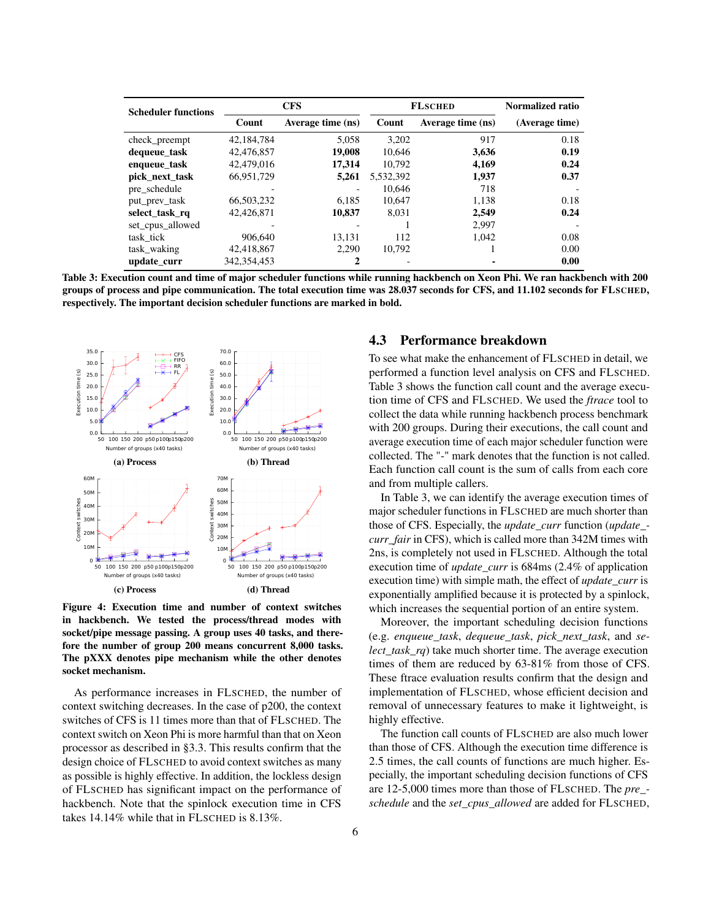| Scheduler functions | CFS | | FLSCHED | | Normalized ratio |
|---|---|---|---|---|---|
| | Count | Average time (ns) | Count | Average time (ns) | (Average time) |
| check_preempt | 42,184,784 | 5,058 | 3,202 | 917 | 0.18 |
| **dequeue_task** | 42,476,857 | **19,008** | 10,646 | **3,636** | **0.19** |
| **enqueue_task** | 42,479,016 | **17,314** | 10,792 | **4,169** | **0.24** |
| **pick_next_task** | 66,951,729 | **5,261** | 5,532,392 | **1,937** | **0.37** |
| pre_schedule | - | - | 10,646 | 718 | - |
| put_prev_task | 66,503,232 | 6,185 | 10,647 | 1,138 | 0.18 |
| **select_task_rq** | 42,426,871 | **10,837** | 8,031 | **2,549** | **0.24** |
| set_cpus_allowed | - | - | 1 | 2,997 | - |
| task_tick | 906,640 | 13,131 | 112 | 1,042 | 0.08 |
| task_waking | 42,418,867 | 2,290 | 10,792 | 1 | 0.00 |
| **update_curr** | 342,354,453 | **2** | - | **-** | **0.00** |

**Table 3: Execution count and time of major scheduler functions while running hackbench on Xeon Phi. We ran hackbench with 200 groups of process and pipe communication. The total execution time was 28.037 seconds for CFS, and 11.102 seconds for FLSCHED, respectively. The important decision scheduler functions are marked in bold.**

**Figure 4: Execution time and number of context switches in hackbench. We tested the process/thread modes with socket/pipe message passing. A group uses 40 tasks, and therefore the number of group 200 means concurrent 8,000 tasks. The pXXX denotes pipe mechanism while the other denotes socket mechanism.**

As performance increases in FLSCHED, the number of context switching decreases. In the case of p200, the context switches of CFS is 11 times more than that of FLSCHED. The context switch on Xeon Phi is more harmful than that on Xeon processor as described in §3.3. This results confirm that the design choice of FLSCHED to avoid context switches as many as possible is highly effective. In addition, the lockless design of FLSCHED has significant impact on the performance of hackbench. Note that the spinlock execution time in CFS takes 14.14% while that in FLSCHED is 8.13%.

## 4.3 Performance breakdown

To see what make the enhancement of FLSCHED in detail, we performed a function level analysis on CFS and FLSCHED. Table 3 shows the function call count and the average execution time of CFS and FLSCHED. We used the *ftrace* tool to collect the data while running hackbench process benchmark with 200 groups. During their executions, the call count and average execution time of each major scheduler function were collected. The "-" mark denotes that the function is not called. Each function call count is the sum of calls from each core and from multiple callers.

In Table 3, we can identify the average execution times of major scheduler functions in FLSCHED are much shorter than those of CFS. Especially, the *update_curr* function (*update_curr_fair* in CFS), which is called more than 342M times with 2ns, is completely not used in FLSCHED. Although the total execution time of *update_curr* is 684ms (2.4% of application execution time) with simple math, the effect of *update_curr* is exponentially amplified because it is protected by a spinlock, which increases the sequential portion of an entire system.

Moreover, the important scheduling decision functions (e.g. *enqueue_task*, *dequeue_task*, *pick_next_task*, and *select_task_rq*) take much shorter time. The average execution times of them are reduced by 63-81% from those of CFS. These ftrace evaluation results confirm that the design and implementation of FLSCHED, whose efficient decision and removal of unnecessary features to make it lightweight, is highly effective.

The function call counts of FLSCHED are also much lower than those of CFS. Although the execution time difference is 2.5 times, the call counts of functions are much higher. Especially, the important scheduling decision functions of CFS are 12-5,000 times more than those of FLSCHED. The *pre_schedule* and the *set_cpus_allowed* are added for FLSCHED,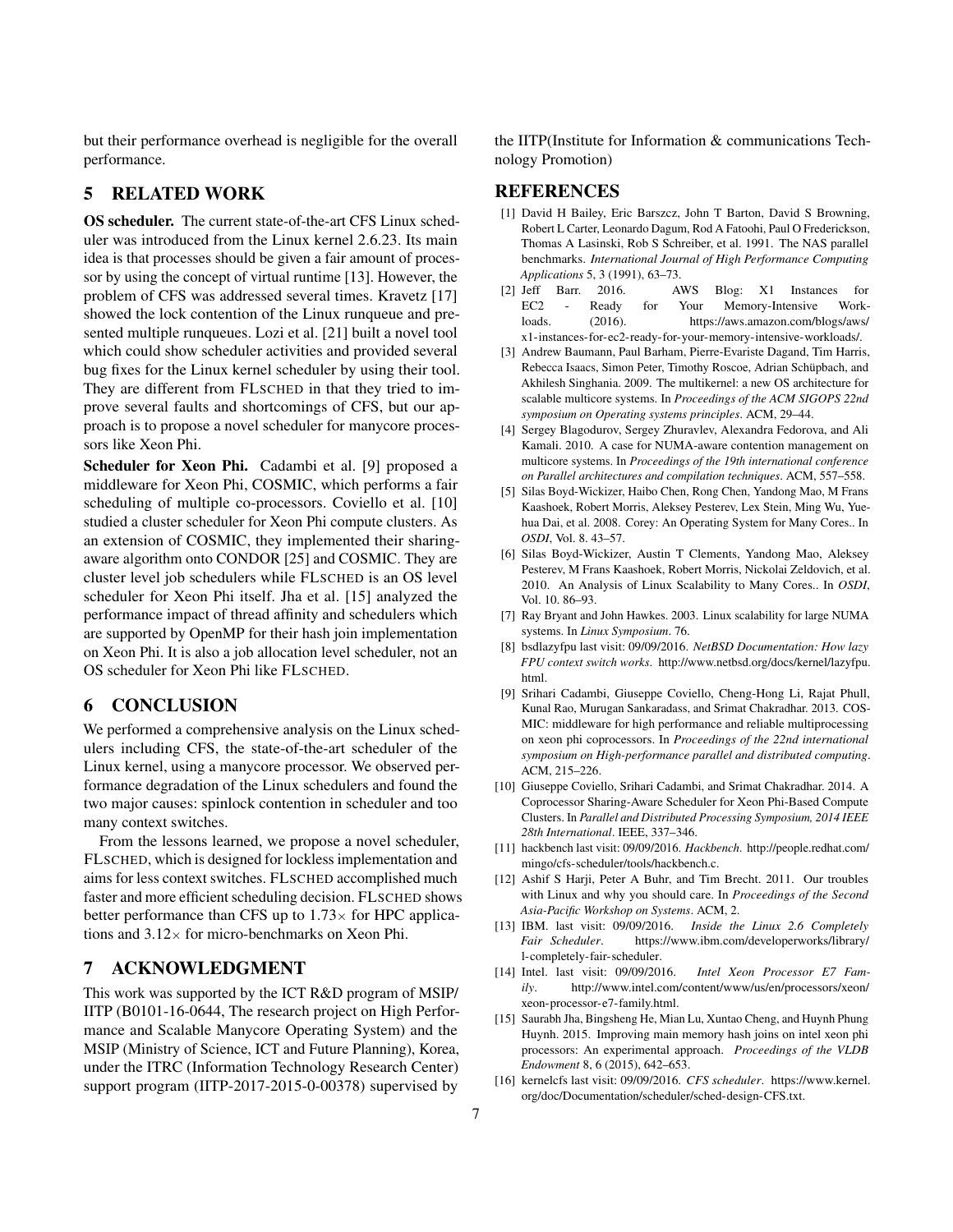but their performance overhead is negligible for the overall performance.

## 5 RELATED WORK

**OS scheduler.** The current state-of-the-art CFS Linux scheduler was introduced from the Linux kernel 2.6.23. Its main idea is that processes should be given a fair amount of processor by using the concept of virtual runtime [13]. However, the problem of CFS was addressed several times. Kravetz [17] showed the lock contention of the Linux runqueue and presented multiple runqueues. Lozi et al. [21] built a novel tool which could show scheduler activities and provided several bug fixes for the Linux kernel scheduler by using their tool. They are different from FLSCHED in that they tried to improve several faults and shortcomings of CFS, but our approach is to propose a novel scheduler for manycore processors like Xeon Phi.

**Scheduler for Xeon Phi.** Cadambi et al. [9] proposed a middleware for Xeon Phi, COSMIC, which performs a fair scheduling of multiple co-processors. Coviello et al. [10] studied a cluster scheduler for Xeon Phi compute clusters. As an extension of COSMIC, they implemented their sharing-aware algorithm onto CONDOR [25] and COSMIC. They are cluster level job schedulers while FLSCHED is an OS level scheduler for Xeon Phi itself. Jha et al. [15] analyzed the performance impact of thread affinity and schedulers which are supported by OpenMP for their hash join implementation on Xeon Phi. It is also a job allocation level scheduler, not an OS scheduler for Xeon Phi like FLSCHED.

## 6 CONCLUSION

We performed a comprehensive analysis on the Linux schedulers including CFS, the state-of-the-art scheduler of the Linux kernel, using a manycore processor. We observed performance degradation of the Linux schedulers and found the two major causes: spinlock contention in scheduler and too many context switches.

From the lessons learned, we propose a novel scheduler, FLSCHED, which is designed for lockless implementation and aims for less context switches. FLSCHED accomplished much faster and more efficient scheduling decision. FLSCHED shows better performance than CFS up to 1.73× for HPC applications and 3.12× for micro-benchmarks on Xeon Phi.

## 7 ACKNOWLEDGMENT

This work was supported by the ICT R&D program of MSIP/IITP (B0101-16-0644, The research project on High Performance and Scalable Manycore Operating System) and the MSIP (Ministry of Science, ICT and Future Planning), Korea, under the ITRC (Information Technology Research Center) support program (IITP-2017-2015-0-00378) supervised by the IITP(Institute for Information & communications Technology Promotion)

## REFERENCES

[1] David H Bailey, Eric Barszcz, John T Barton, David S Browning, Robert L Carter, Leonardo Dagum, Rod A Fatoohi, Paul O Frederickson, Thomas A Lasinski, Rob S Schreiber, et al. 1991. The NAS parallel benchmarks. *International Journal of High Performance Computing Applications* 5, 3 (1991), 63–73.

[2] Jeff Barr. 2016. AWS Blog: X1 Instances for EC2 - Ready for Your Memory-Intensive Workloads. (2016). https://aws.amazon.com/blogs/aws/x1-instances-for-ec2-ready-for-your-memory-intensive-workloads/.

[3] Andrew Baumann, Paul Barham, Pierre-Evariste Dagand, Tim Harris, Rebecca Isaacs, Simon Peter, Timothy Roscoe, Adrian Schüpbach, and Akhilesh Singhania. 2009. The multikernel: a new OS architecture for scalable multicore systems. In *Proceedings of the ACM SIGOPS 22nd symposium on Operating systems principles*. ACM, 29–44.

[4] Sergey Blagodurov, Sergey Zhuravlev, Alexandra Fedorova, and Ali Kamali. 2010. A case for NUMA-aware contention management on multicore systems. In *Proceedings of the 19th international conference on Parallel architectures and compilation techniques*. ACM, 557–558.

[5] Silas Boyd-Wickizer, Haibo Chen, Rong Chen, Yandong Mao, M Frans Kaashoek, Robert Morris, Aleksey Pesterev, Lex Stein, Ming Wu, Yuehua Dai, et al. 2008. Corey: An Operating System for Many Cores.. In *OSDI*, Vol. 8. 43–57.

[6] Silas Boyd-Wickizer, Austin T Clements, Yandong Mao, Aleksey Pesterev, M Frans Kaashoek, Robert Morris, Nickolai Zeldovich, et al. 2010. An Analysis of Linux Scalability to Many Cores.. In *OSDI*, Vol. 10. 86–93.

[7] Ray Bryant and John Hawkes. 2003. Linux scalability for large NUMA systems. In *Linux Symposium*. 76.

[8] bsdlazyfpu last visit: 09/09/2016. *NetBSD Documentation: How lazy FPU context switch works*. http://www.netbsd.org/docs/kernel/lazyfpu.html.

[9] Srihari Cadambi, Giuseppe Coviello, Cheng-Hong Li, Rajat Phull, Kunal Rao, Murugan Sankaradass, and Srimat Chakradhar. 2013. COSMIC: middleware for high performance and reliable multiprocessing on xeon phi coprocessors. In *Proceedings of the 22nd international symposium on High-performance parallel and distributed computing*. ACM, 215–226.

[10] Giuseppe Coviello, Srihari Cadambi, and Srimat Chakradhar. 2014. A Coprocessor Sharing-Aware Scheduler for Xeon Phi-Based Compute Clusters. In *Parallel and Distributed Processing Symposium, 2014 IEEE 28th International*. IEEE, 337–346.

[11] hackbench last visit: 09/09/2016. *Hackbench*. http://people.redhat.com/mingo/cfs-scheduler/tools/hackbench.c.

[12] Ashif S Harji, Peter A Buhr, and Tim Brecht. 2011. Our troubles with Linux and why you should care. In *Proceedings of the Second Asia-Pacific Workshop on Systems*. ACM, 2.

[13] IBM. last visit: 09/09/2016. *Inside the Linux 2.6 Completely Fair Scheduler*. https://www.ibm.com/developerworks/library/l-completely-fair-scheduler.

[14] Intel. last visit: 09/09/2016. *Intel Xeon Processor E7 Family*. http://www.intel.com/content/www/us/en/processors/xeon/xeon-processor-e7-family.html.

[15] Saurabh Jha, Bingsheng He, Mian Lu, Xuntao Cheng, and Huynh Phung Huynh. 2015. Improving main memory hash joins on intel xeon phi processors: An experimental approach. *Proceedings of the VLDB Endowment* 8, 6 (2015), 642–653.

[16] kernelcfs last visit: 09/09/2016. *CFS scheduler*. https://www.kernel.org/doc/Documentation/scheduler/sched-design-CFS.txt.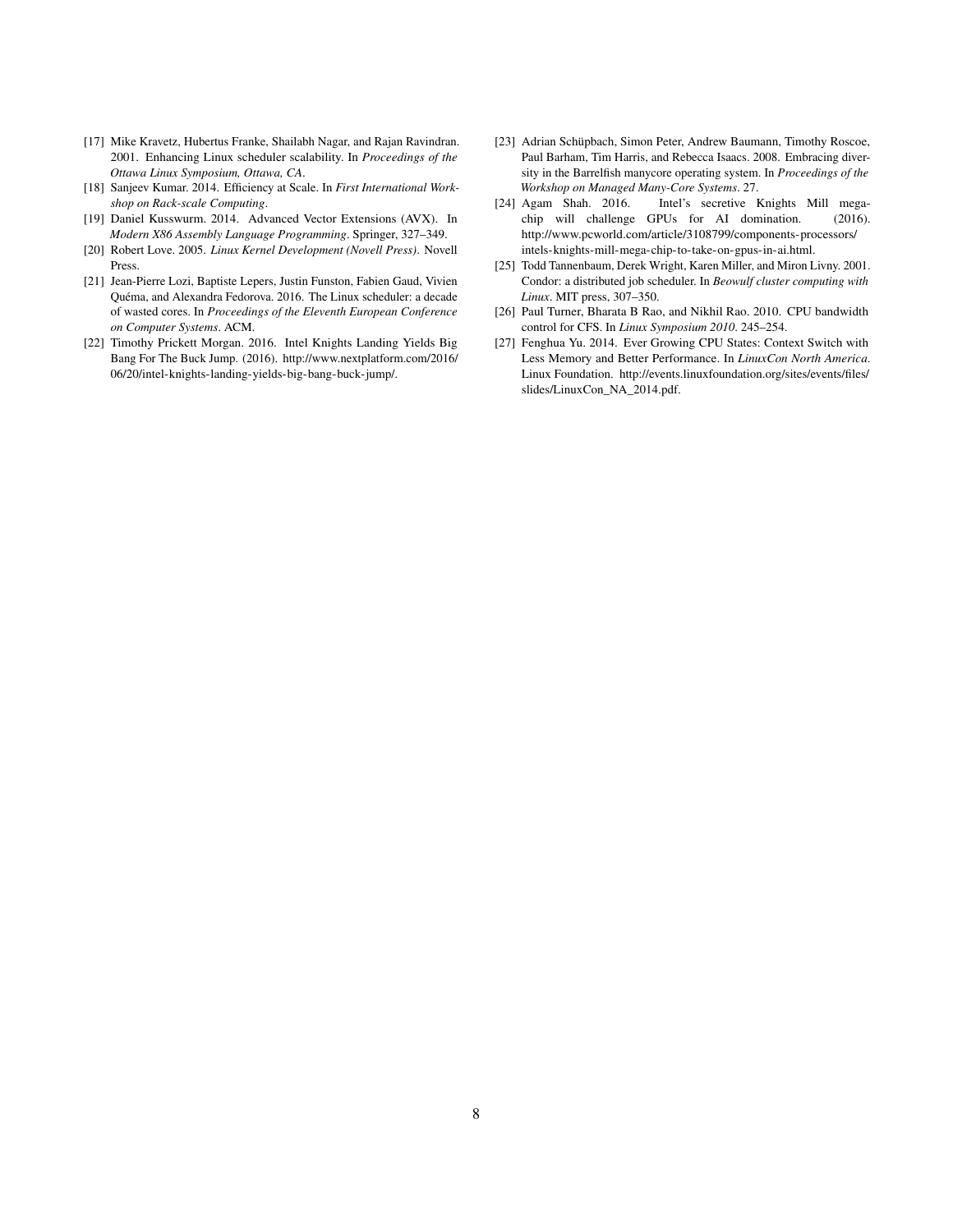[17] Mike Kravetz, Hubertus Franke, Shailabh Nagar, and Rajan Ravindran. 2001. Enhancing Linux scheduler scalability. In *Proceedings of the Ottawa Linux Symposium, Ottawa, CA*.

[18] Sanjeev Kumar. 2014. Efficiency at Scale. In *First International Workshop on Rack-scale Computing*.

[19] Daniel Kusswurm. 2014. Advanced Vector Extensions (AVX). In *Modern X86 Assembly Language Programming*. Springer, 327–349.

[20] Robert Love. 2005. *Linux Kernel Development (Novell Press)*. Novell Press.

[21] Jean-Pierre Lozi, Baptiste Lepers, Justin Funston, Fabien Gaud, Vivien Quéma, and Alexandra Fedorova. 2016. The Linux scheduler: a decade of wasted cores. In *Proceedings of the Eleventh European Conference on Computer Systems*. ACM.

[22] Timothy Prickett Morgan. 2016. Intel Knights Landing Yields Big Bang For The Buck Jump. (2016). http://www.nextplatform.com/2016/06/20/intel-knights-landing-yields-big-bang-buck-jump/.

[23] Adrian Schüpbach, Simon Peter, Andrew Baumann, Timothy Roscoe, Paul Barham, Tim Harris, and Rebecca Isaacs. 2008. Embracing diversity in the Barrelfish manycore operating system. In *Proceedings of the Workshop on Managed Many-Core Systems*. 27.

[24] Agam Shah. 2016. Intel's secretive Knights Mill megachip will challenge GPUs for AI domination. (2016). http://www.pcworld.com/article/3108799/components-processors/intels-knights-mill-mega-chip-to-take-on-gpus-in-ai.html.

[25] Todd Tannenbaum, Derek Wright, Karen Miller, and Miron Livny. 2001. Condor: a distributed job scheduler. In *Beowulf cluster computing with Linux*. MIT press, 307–350.

[26] Paul Turner, Bharata B Rao, and Nikhil Rao. 2010. CPU bandwidth control for CFS. In *Linux Symposium 2010*. 245–254.

[27] Fenghua Yu. 2014. Ever Growing CPU States: Context Switch with Less Memory and Better Performance. In *LinuxCon North America*. Linux Foundation. http://events.linuxfoundation.org/sites/events/files/slides/LinuxCon_NA_2014.pdf.